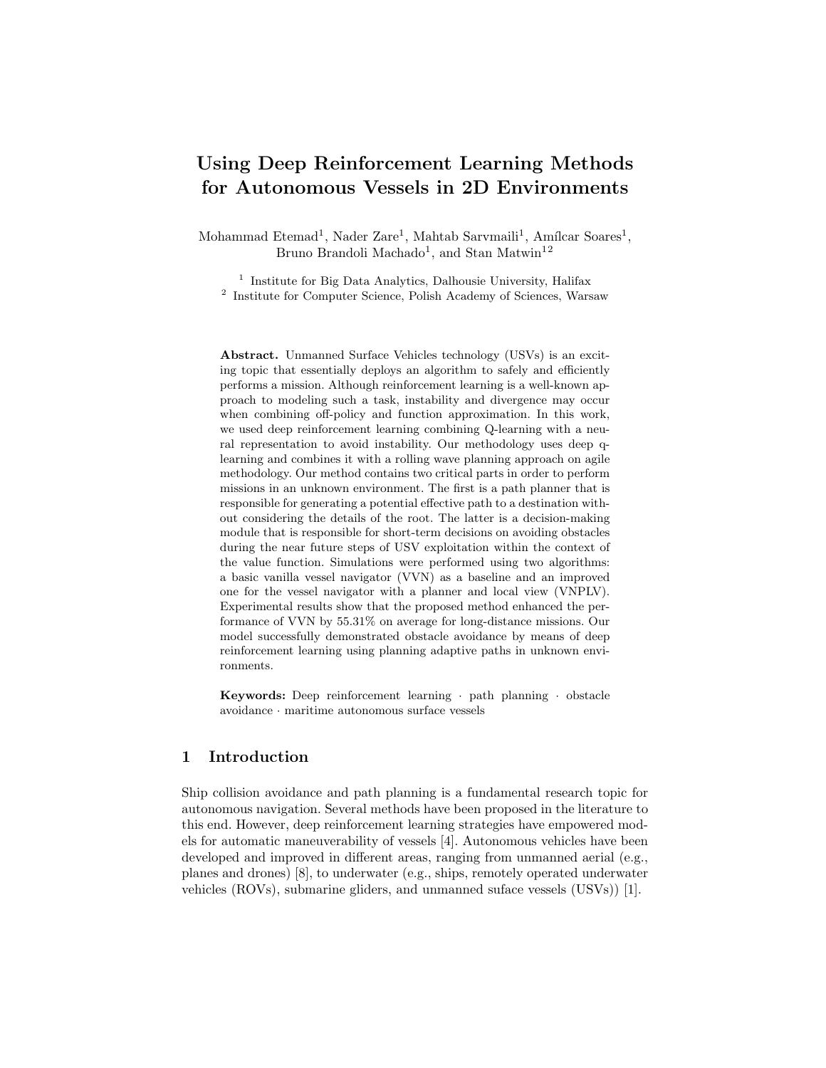# Using Deep Reinforcement Learning Methods for Autonomous Vessels in 2D Environments

Mohammad Etemad[1], Nader Zare[1], Mahtab Sarvmaili[1], Amílcar Soares[1], Bruno Brandoli Machado[1], and Stan Matwin[1,2]

[1] Institute for Big Data Analytics, Dalhousie University, Halifax
[2] Institute for Computer Science, Polish Academy of Sciences, Warsaw

**Abstract.** Unmanned Surface Vehicles technology (USVs) is an exciting topic that essentially deploys an algorithm to safely and efficiently performs a mission. Although reinforcement learning is a well-known approach to modeling such a task, instability and divergence may occur when combining off-policy and function approximation. In this work, we used deep reinforcement learning combining Q-learning with a neural representation to avoid instability. Our methodology uses deep q-learning and combines it with a rolling wave planning approach on agile methodology. Our method contains two critical parts in order to perform missions in an unknown environment. The first is a path planner that is responsible for generating a potential effective path to a destination without considering the details of the root. The latter is a decision-making module that is responsible for short-term decisions on avoiding obstacles during the near future steps of USV exploitation within the context of the value function. Simulations were performed using two algorithms: a basic vanilla vessel navigator (VVN) as a baseline and an improved one for the vessel navigator with a planner and local view (VNPLV). Experimental results show that the proposed method enhanced the performance of VVN by 55.31% on average for long-distance missions. Our model successfully demonstrated obstacle avoidance by means of deep reinforcement learning using planning adaptive paths in unknown environments.

**Keywords:** Deep reinforcement learning · path planning · obstacle avoidance · maritime autonomous surface vessels

## 1 Introduction

Ship collision avoidance and path planning is a fundamental research topic for autonomous navigation. Several methods have been proposed in the literature to this end. However, deep reinforcement learning strategies have empowered models for automatic maneuverability of vessels [4]. Autonomous vehicles have been developed and improved in different areas, ranging from unmanned aerial (e.g., planes and drones) [8], to underwater (e.g., ships, remotely operated underwater vehicles (ROVs), submarine gliders, and unmanned suface vessels (USVs)) [1].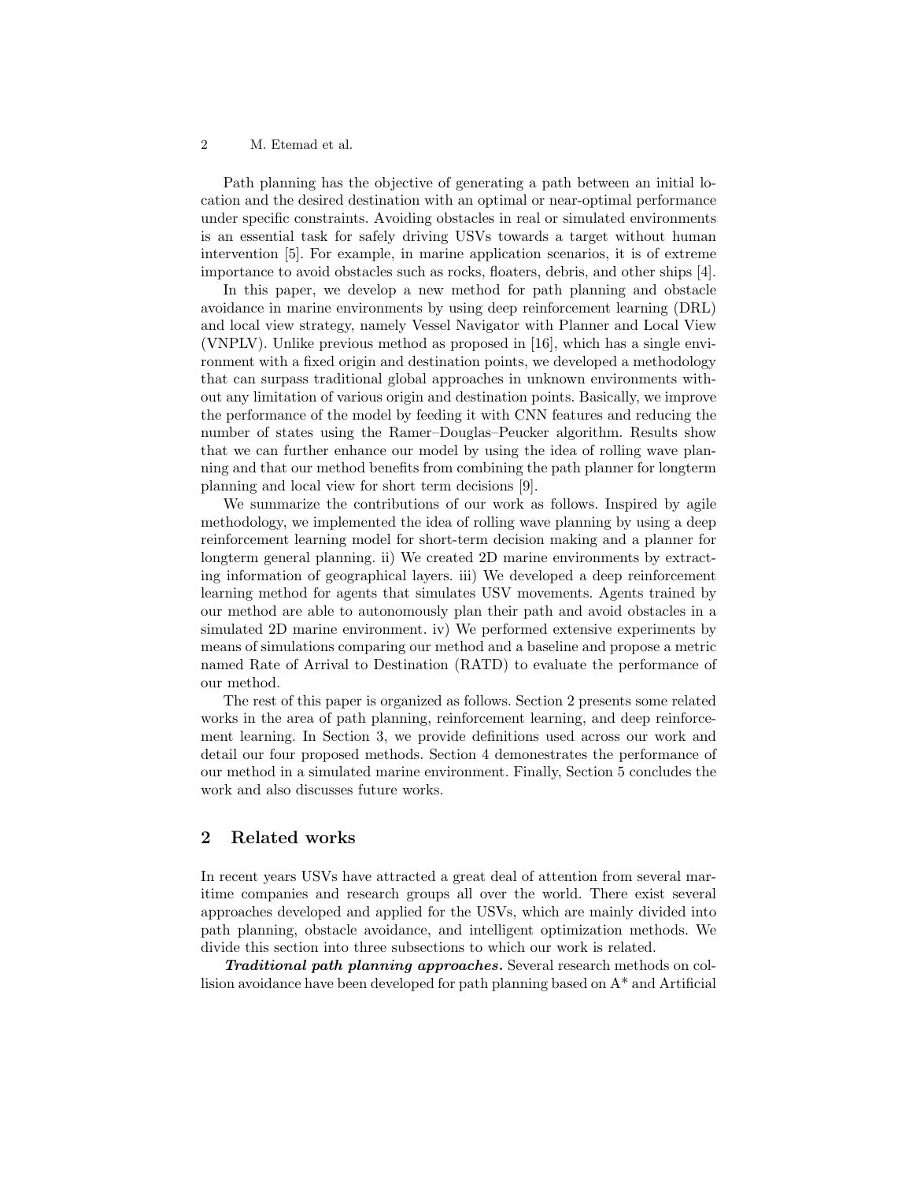Path planning has the objective of generating a path between an initial location and the desired destination with an optimal or near-optimal performance under specific constraints. Avoiding obstacles in real or simulated environments is an essential task for safely driving USVs towards a target without human intervention [5]. For example, in marine application scenarios, it is of extreme importance to avoid obstacles such as rocks, floaters, debris, and other ships [4].

In this paper, we develop a new method for path planning and obstacle avoidance in marine environments by using deep reinforcement learning (DRL) and local view strategy, namely Vessel Navigator with Planner and Local View (VNPLV). Unlike previous method as proposed in [16], which has a single environment with a fixed origin and destination points, we developed a methodology that can surpass traditional global approaches in unknown environments without any limitation of various origin and destination points. Basically, we improve the performance of the model by feeding it with CNN features and reducing the number of states using the Ramer–Douglas–Peucker algorithm. Results show that we can further enhance our model by using the idea of rolling wave planning and that our method benefits from combining the path planner for longterm planning and local view for short term decisions [9].

We summarize the contributions of our work as follows. Inspired by agile methodology, we implemented the idea of rolling wave planning by using a deep reinforcement learning model for short-term decision making and a planner for longterm general planning. ii) We created 2D marine environments by extracting information of geographical layers. iii) We developed a deep reinforcement learning method for agents that simulates USV movements. Agents trained by our method are able to autonomously plan their path and avoid obstacles in a simulated 2D marine environment. iv) We performed extensive experiments by means of simulations comparing our method and a baseline and propose a metric named Rate of Arrival to Destination (RATD) to evaluate the performance of our method.

The rest of this paper is organized as follows. Section 2 presents some related works in the area of path planning, reinforcement learning, and deep reinforcement learning. In Section 3, we provide definitions used across our work and detail our four proposed methods. Section 4 demonestrates the performance of our method in a simulated marine environment. Finally, Section 5 concludes the work and also discusses future works.

## 2 Related works

In recent years USVs have attracted a great deal of attention from several maritime companies and research groups all over the world. There exist several approaches developed and applied for the USVs, which are mainly divided into path planning, obstacle avoidance, and intelligent optimization methods. We divide this section into three subsections to which our work is related.

***Traditional path planning approaches.*** Several research methods on collision avoidance have been developed for path planning based on A* and Artificial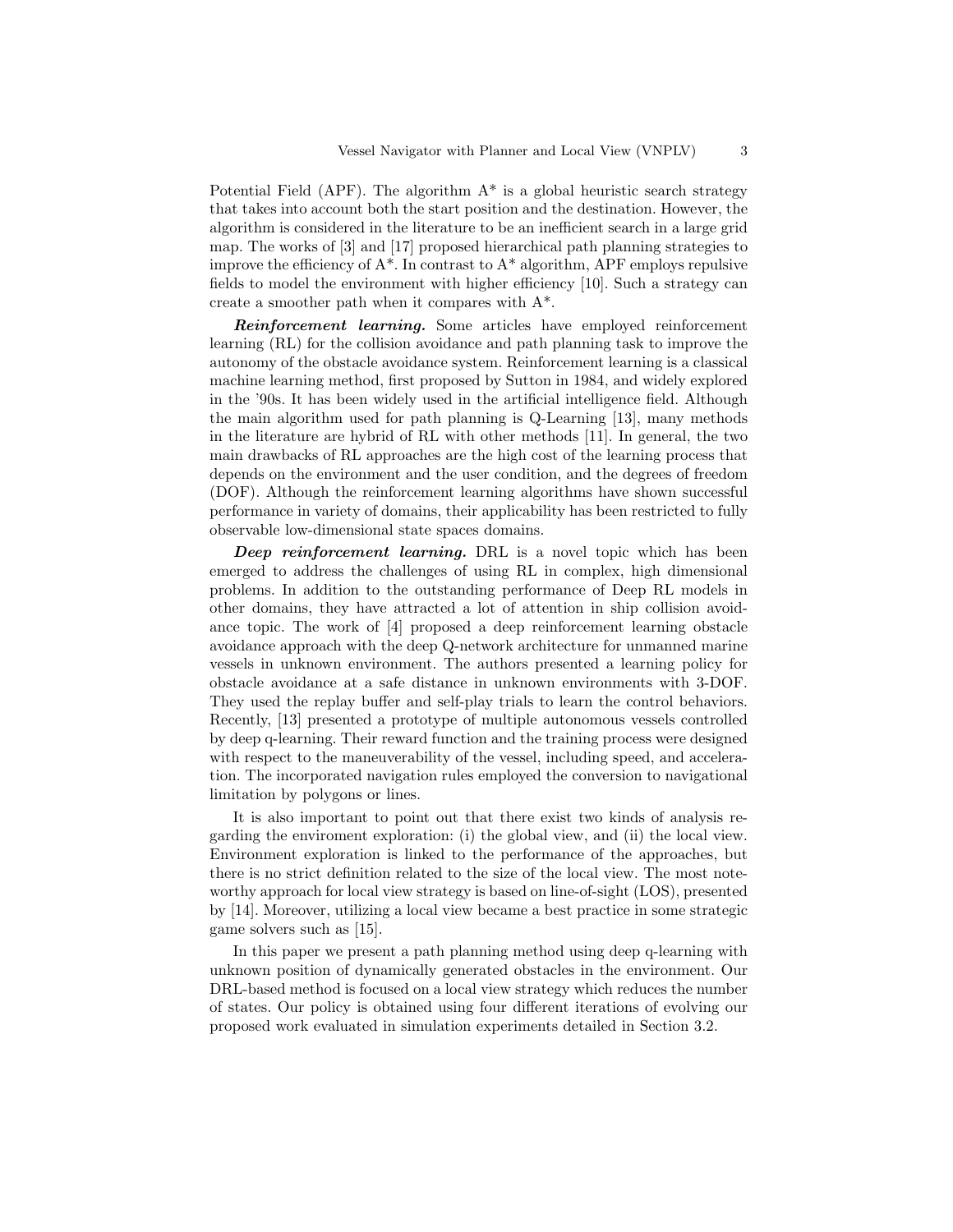Potential Field (APF). The algorithm A* is a global heuristic search strategy that takes into account both the start position and the destination. However, the algorithm is considered in the literature to be an inefficient search in a large grid map. The works of [3] and [17] proposed hierarchical path planning strategies to improve the efficiency of A*. In contrast to A* algorithm, APF employs repulsive fields to model the environment with higher efficiency [10]. Such a strategy can create a smoother path when it compares with A*.

***Reinforcement learning.*** Some articles have employed reinforcement learning (RL) for the collision avoidance and path planning task to improve the autonomy of the obstacle avoidance system. Reinforcement learning is a classical machine learning method, first proposed by Sutton in 1984, and widely explored in the '90s. It has been widely used in the artificial intelligence field. Although the main algorithm used for path planning is Q-Learning [13], many methods in the literature are hybrid of RL with other methods [11]. In general, the two main drawbacks of RL approaches are the high cost of the learning process that depends on the environment and the user condition, and the degrees of freedom (DOF). Although the reinforcement learning algorithms have shown successful performance in variety of domains, their applicability has been restricted to fully observable low-dimensional state spaces domains.

***Deep reinforcement learning.*** DRL is a novel topic which has been emerged to address the challenges of using RL in complex, high dimensional problems. In addition to the outstanding performance of Deep RL models in other domains, they have attracted a lot of attention in ship collision avoidance topic. The work of [4] proposed a deep reinforcement learning obstacle avoidance approach with the deep Q-network architecture for unmanned marine vessels in unknown environment. The authors presented a learning policy for obstacle avoidance at a safe distance in unknown environments with 3-DOF. They used the replay buffer and self-play trials to learn the control behaviors. Recently, [13] presented a prototype of multiple autonomous vessels controlled by deep q-learning. Their reward function and the training process were designed with respect to the maneuverability of the vessel, including speed, and acceleration. The incorporated navigation rules employed the conversion to navigational limitation by polygons or lines.

It is also important to point out that there exist two kinds of analysis regarding the enviroment exploration: (i) the global view, and (ii) the local view. Environment exploration is linked to the performance of the approaches, but there is no strict definition related to the size of the local view. The most noteworthy approach for local view strategy is based on line-of-sight (LOS), presented by [14]. Moreover, utilizing a local view became a best practice in some strategic game solvers such as [15].

In this paper we present a path planning method using deep q-learning with unknown position of dynamically generated obstacles in the environment. Our DRL-based method is focused on a local view strategy which reduces the number of states. Our policy is obtained using four different iterations of evolving our proposed work evaluated in simulation experiments detailed in Section 3.2.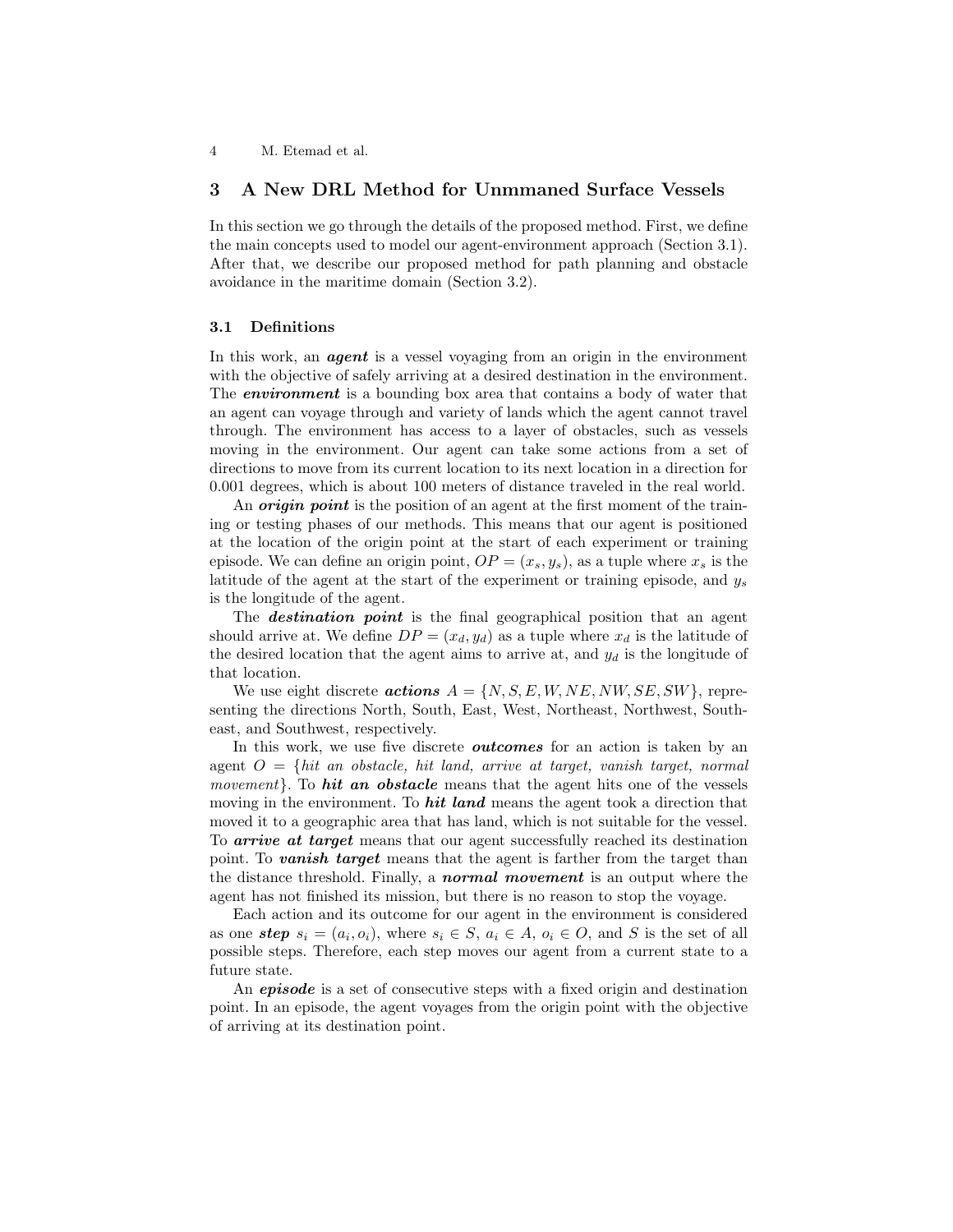## 3 A New DRL Method for Unmmaned Surface Vessels

In this section we go through the details of the proposed method. First, we define the main concepts used to model our agent-environment approach (Section 3.1). After that, we describe our proposed method for path planning and obstacle avoidance in the maritime domain (Section 3.2).

### 3.1 Definitions

In this work, an ***agent*** is a vessel voyaging from an origin in the environment with the objective of safely arriving at a desired destination in the environment. The ***environment*** is a bounding box area that contains a body of water that an agent can voyage through and variety of lands which the agent cannot travel through. The environment has access to a layer of obstacles, such as vessels moving in the environment. Our agent can take some actions from a set of directions to move from its current location to its next location in a direction for 0.001 degrees, which is about 100 meters of distance traveled in the real world.

An ***origin point*** is the position of an agent at the first moment of the training or testing phases of our methods. This means that our agent is positioned at the location of the origin point at the start of each experiment or training episode. We can define an origin point, $OP = (x_s, y_s)$, as a tuple where $x_s$ is the latitude of the agent at the start of the experiment or training episode, and $y_s$ is the longitude of the agent.

The ***destination point*** is the final geographical position that an agent should arrive at. We define $DP = (x_d, y_d)$ as a tuple where $x_d$ is the latitude of the desired location that the agent aims to arrive at, and $y_d$ is the longitude of that location.

We use eight discrete ***actions*** $A = \{N, S, E, W, NE, NW, SE, SW\}$, representing the directions North, South, East, West, Northeast, Northwest, Southeast, and Southwest, respectively.

In this work, we use five discrete ***outcomes*** for an action is taken by an agent $O = \{$*hit an obstacle, hit land, arrive at target, vanish target, normal movement*$\}$. To ***hit an obstacle*** means that the agent hits one of the vessels moving in the environment. To ***hit land*** means the agent took a direction that moved it to a geographic area that has land, which is not suitable for the vessel. To ***arrive at target*** means that our agent successfully reached its destination point. To ***vanish target*** means that the agent is farther from the target than the distance threshold. Finally, a ***normal movement*** is an output where the agent has not finished its mission, but there is no reason to stop the voyage.

Each action and its outcome for our agent in the environment is considered as one ***step*** $s_i = (a_i, o_i)$, where $s_i \in S$, $a_i \in A$, $o_i \in O$, and $S$ is the set of all possible steps. Therefore, each step moves our agent from a current state to a future state.

An ***episode*** is a set of consecutive steps with a fixed origin and destination point. In an episode, the agent voyages from the origin point with the objective of arriving at its destination point.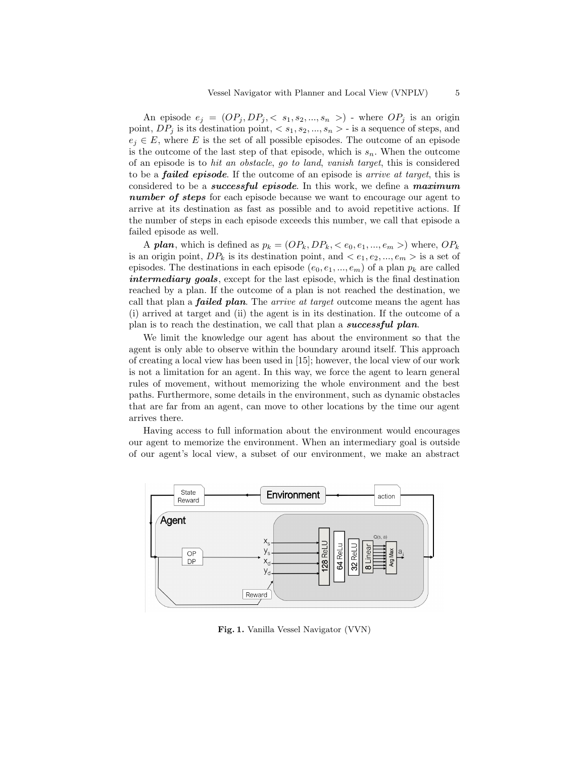An episode $e_j = (OP_j, DP_j, < s_1, s_2, ..., s_n >)$ - where $OP_j$ is an origin point, $DP_j$ is its destination point, $< s_1, s_2, ..., s_n >$ - is a sequence of steps, and $e_j \in E$, where $E$ is the set of all possible episodes. The outcome of an episode is the outcome of the last step of that episode, which is $s_n$. When the outcome of an episode is to *hit an obstacle*, *go to land*, *vanish target*, this is considered to be a ***failed episode***. If the outcome of an episode is *arrive at target*, this is considered to be a ***successful episode***. In this work, we define a ***maximum number of steps*** for each episode because we want to encourage our agent to arrive at its destination as fast as possible and to avoid repetitive actions. If the number of steps in each episode exceeds this number, we call that episode a failed episode as well.

A ***plan***, which is defined as $p_k = (OP_k, DP_k, < e_0, e_1, ..., e_m >)$ where, $OP_k$ is an origin point, $DP_k$ is its destination point, and $< e_1, e_2, ..., e_m >$ is a set of episodes. The destinations in each episode $(e_0, e_1, ..., e_m)$ of a plan $p_k$ are called ***intermediary goals***, except for the last episode, which is the final destination reached by a plan. If the outcome of a plan is not reached the destination, we call that plan a ***failed plan***. The *arrive at target* outcome means the agent has (i) arrived at target and (ii) the agent is in its destination. If the outcome of a plan is to reach the destination, we call that plan a ***successful plan***.

We limit the knowledge our agent has about the environment so that the agent is only able to observe within the boundary around itself. This approach of creating a local view has been used in [15]; however, the local view of our work is not a limitation for an agent. In this way, we force the agent to learn general rules of movement, without memorizing the whole environment and the best paths. Furthermore, some details in the environment, such as dynamic obstacles that are far from an agent, can move to other locations by the time our agent arrives there.

Having access to full information about the environment would encourages our agent to memorize the environment. When an intermediary goal is outside of our agent's local view, a subset of our environment, we make an abstract

**Fig. 1.** Vanilla Vessel Navigator (VVN)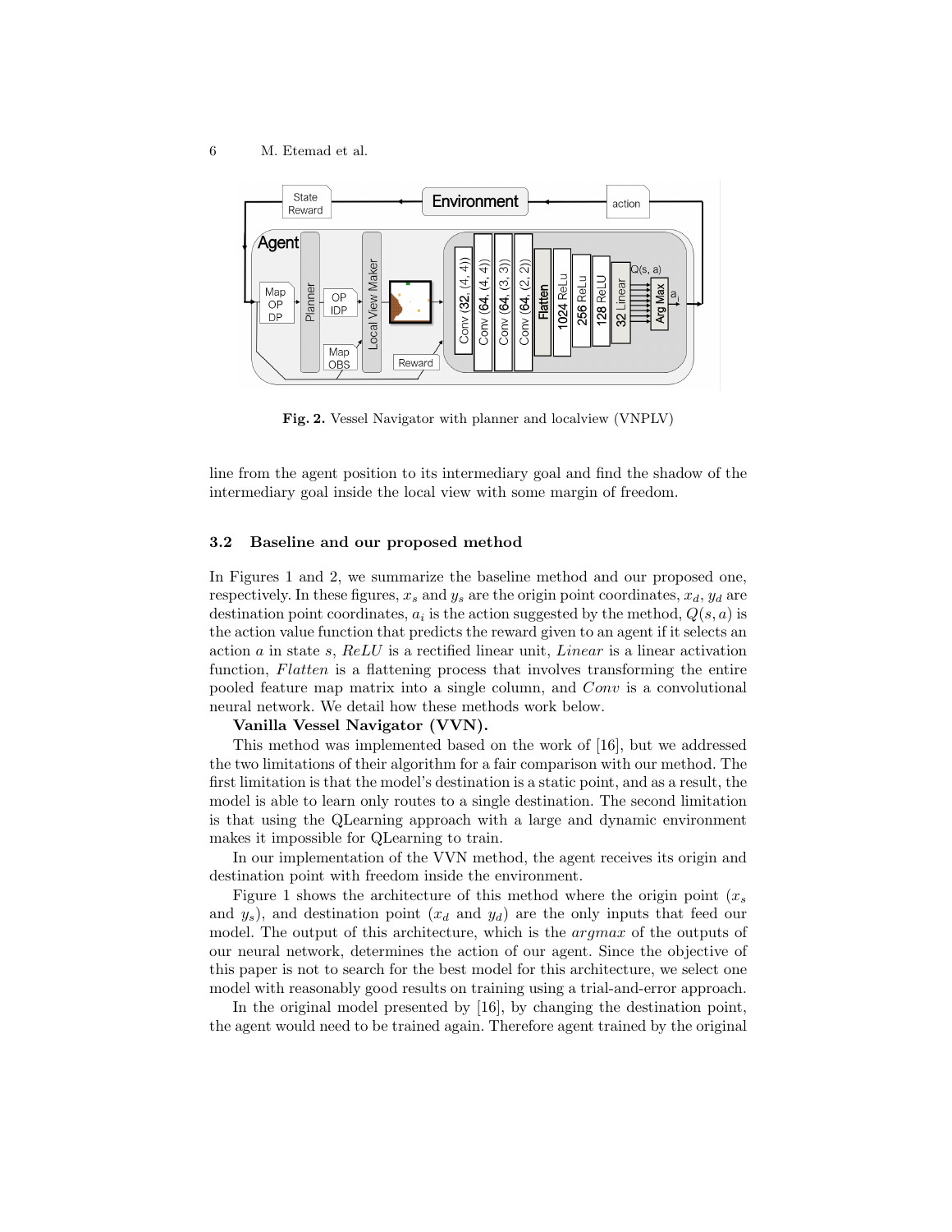**Fig. 2.** Vessel Navigator with planner and localview (VNPLV)

line from the agent position to its intermediary goal and find the shadow of the intermediary goal inside the local view with some margin of freedom.

### 3.2 Baseline and our proposed method

In Figures 1 and 2, we summarize the baseline method and our proposed one, respectively. In these figures, $x_s$ and $y_s$ are the origin point coordinates, $x_d$, $y_d$ are destination point coordinates, $a_i$ is the action suggested by the method, $Q(s, a)$ is the action value function that predicts the reward given to an agent if it selects an action $a$ in state $s$, *ReLU* is a rectified linear unit, *Linear* is a linear activation function, *Flatten* is a flattening process that involves transforming the entire pooled feature map matrix into a single column, and *Conv* is a convolutional neural network. We detail how these methods work below.

**Vanilla Vessel Navigator (VVN).**

This method was implemented based on the work of [16], but we addressed the two limitations of their algorithm for a fair comparison with our method. The first limitation is that the model's destination is a static point, and as a result, the model is able to learn only routes to a single destination. The second limitation is that using the QLearning approach with a large and dynamic environment makes it impossible for QLearning to train.

In our implementation of the VVN method, the agent receives its origin and destination point with freedom inside the environment.

Figure 1 shows the architecture of this method where the origin point ($x_s$ and $y_s$), and destination point ($x_d$ and $y_d$) are the only inputs that feed our model. The output of this architecture, which is the *argmax* of the outputs of our neural network, determines the action of our agent. Since the objective of this paper is not to search for the best model for this architecture, we select one model with reasonably good results on training using a trial-and-error approach.

In the original model presented by [16], by changing the destination point, the agent would need to be trained again. Therefore agent trained by the original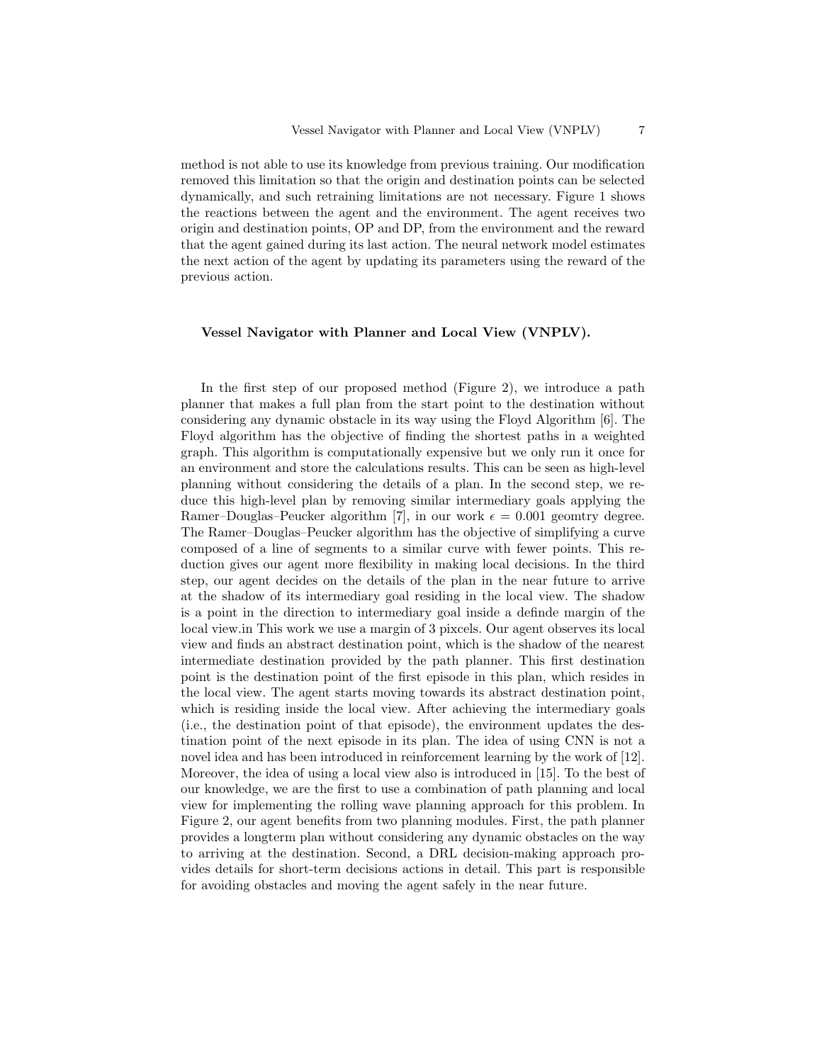method is not able to use its knowledge from previous training. Our modification removed this limitation so that the origin and destination points can be selected dynamically, and such retraining limitations are not necessary. Figure 1 shows the reactions between the agent and the environment. The agent receives two origin and destination points, OP and DP, from the environment and the reward that the agent gained during its last action. The neural network model estimates the next action of the agent by updating its parameters using the reward of the previous action.

**Vessel Navigator with Planner and Local View (VNPLV).**

In the first step of our proposed method (Figure 2), we introduce a path planner that makes a full plan from the start point to the destination without considering any dynamic obstacle in its way using the Floyd Algorithm [6]. The Floyd algorithm has the objective of finding the shortest paths in a weighted graph. This algorithm is computationally expensive but we only run it once for an environment and store the calculations results. This can be seen as high-level planning without considering the details of a plan. In the second step, we reduce this high-level plan by removing similar intermediary goals applying the Ramer–Douglas–Peucker algorithm [7], in our work $\epsilon = 0.001$ geomtry degree. The Ramer–Douglas–Peucker algorithm has the objective of simplifying a curve composed of a line of segments to a similar curve with fewer points. This reduction gives our agent more flexibility in making local decisions. In the third step, our agent decides on the details of the plan in the near future to arrive at the shadow of its intermediary goal residing in the local view. The shadow is a point in the direction to intermediary goal inside a definde margin of the local view.in This work we use a margin of 3 pixcels. Our agent observes its local view and finds an abstract destination point, which is the shadow of the nearest intermediate destination provided by the path planner. This first destination point is the destination point of the first episode in this plan, which resides in the local view. The agent starts moving towards its abstract destination point, which is residing inside the local view. After achieving the intermediary goals (i.e., the destination point of that episode), the environment updates the destination point of the next episode in its plan. The idea of using CNN is not a novel idea and has been introduced in reinforcement learning by the work of [12]. Moreover, the idea of using a local view also is introduced in [15]. To the best of our knowledge, we are the first to use a combination of path planning and local view for implementing the rolling wave planning approach for this problem. In Figure 2, our agent benefits from two planning modules. First, the path planner provides a longterm plan without considering any dynamic obstacles on the way to arriving at the destination. Second, a DRL decision-making approach provides details for short-term decisions actions in detail. This part is responsible for avoiding obstacles and moving the agent safely in the near future.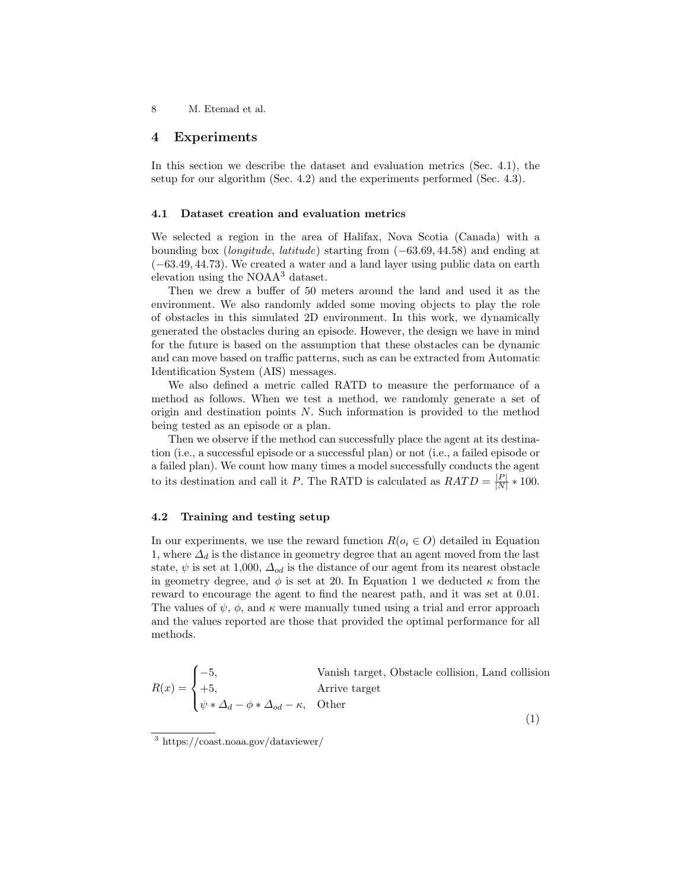## 4 Experiments

In this section we describe the dataset and evaluation metrics (Sec. 4.1), the setup for our algorithm (Sec. 4.2) and the experiments performed (Sec. 4.3).

### 4.1 Dataset creation and evaluation metrics

We selected a region in the area of Halifax, Nova Scotia (Canada) with a bounding box (*longitude*, *latitude*) starting from $(-63.69, 44.58)$ and ending at $(-63.49, 44.73)$. We created a water and a land layer using public data on earth elevation using the NOAA[3] dataset.

Then we drew a buffer of 50 meters around the land and used it as the environment. We also randomly added some moving objects to play the role of obstacles in this simulated 2D environment. In this work, we dynamically generated the obstacles during an episode. However, the design we have in mind for the future is based on the assumption that these obstacles can be dynamic and can move based on traffic patterns, such as can be extracted from Automatic Identification System (AIS) messages.

We also defined a metric called RATD to measure the performance of a method as follows. When we test a method, we randomly generate a set of origin and destination points $N$. Such information is provided to the method being tested as an episode or a plan.

Then we observe if the method can successfully place the agent at its destination (i.e., a successful episode or a successful plan) or not (i.e., a failed episode or a failed plan). We count how many times a model successfully conducts the agent to its destination and call it $P$. The RATD is calculated as $RATD = \frac{|P|}{|N|} * 100$.

### 4.2 Training and testing setup

In our experiments, we use the reward function $R(o_i \in O)$ detailed in Equation 1, where $\Delta_d$ is the distance in geometry degree that an agent moved from the last state, $\psi$ is set at 1,000, $\Delta_{od}$ is the distance of our agent from its nearest obstacle in geometry degree, and $\phi$ is set at 20. In Equation 1 we deducted $\kappa$ from the reward to encourage the agent to find the nearest path, and it was set at 0.01. The values of $\psi$, $\phi$, and $\kappa$ were manually tuned using a trial and error approach and the values reported are those that provided the optimal performance for all methods.

$$R(x) = \begin{cases} -5, & \text{Vanish target, Obstacle collision, Land collision} \\ +5, & \text{Arrive target} \\ \psi * \Delta_d - \phi * \Delta_{od} - \kappa, & \text{Other} \end{cases} \tag{1}$$

[3] https://coast.noaa.gov/dataviewer/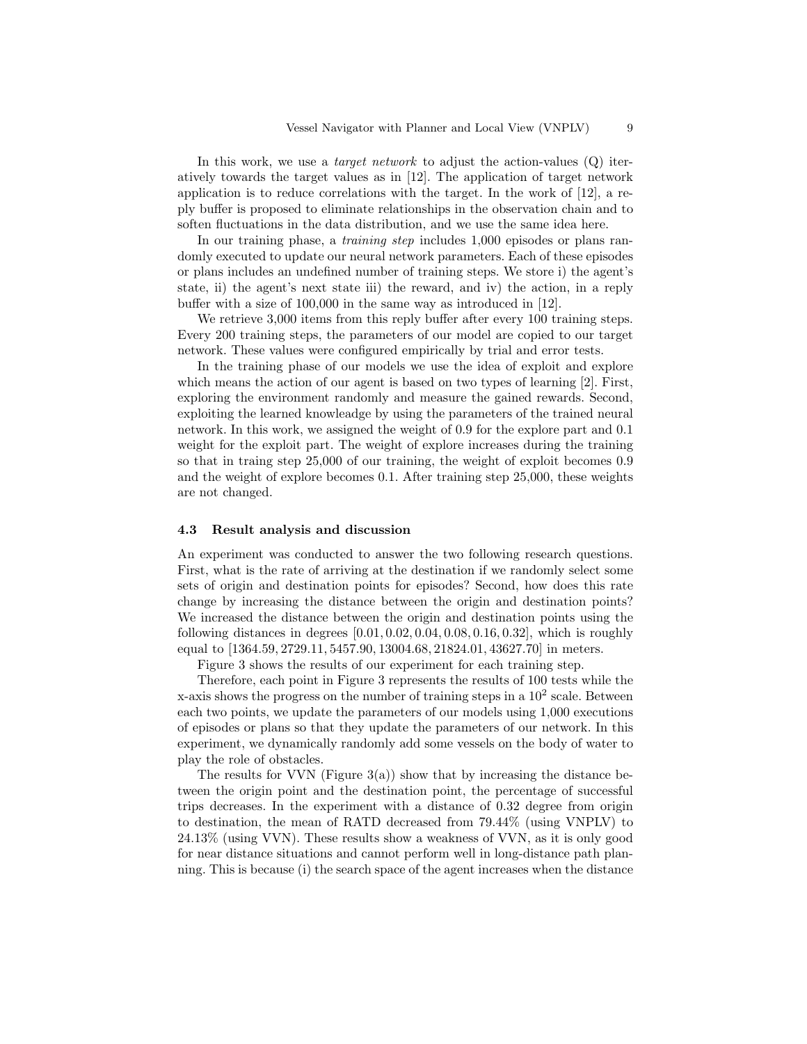In this work, we use a *target network* to adjust the action-values (Q) iteratively towards the target values as in [12]. The application of target network application is to reduce correlations with the target. In the work of [12], a reply buffer is proposed to eliminate relationships in the observation chain and to soften fluctuations in the data distribution, and we use the same idea here.

In our training phase, a *training step* includes 1,000 episodes or plans randomly executed to update our neural network parameters. Each of these episodes or plans includes an undefined number of training steps. We store i) the agent's state, ii) the agent's next state iii) the reward, and iv) the action, in a reply buffer with a size of 100,000 in the same way as introduced in [12].

We retrieve 3,000 items from this reply buffer after every 100 training steps. Every 200 training steps, the parameters of our model are copied to our target network. These values were configured empirically by trial and error tests.

In the training phase of our models we use the idea of exploit and explore which means the action of our agent is based on two types of learning [2]. First, exploring the environment randomly and measure the gained rewards. Second, exploiting the learned knowleadge by using the parameters of the trained neural network. In this work, we assigned the weight of 0.9 for the explore part and 0.1 weight for the exploit part. The weight of explore increases during the training so that in traing step 25,000 of our training, the weight of exploit becomes 0.9 and the weight of explore becomes 0.1. After training step 25,000, these weights are not changed.

### 4.3 Result analysis and discussion

An experiment was conducted to answer the two following research questions. First, what is the rate of arriving at the destination if we randomly select some sets of origin and destination points for episodes? Second, how does this rate change by increasing the distance between the origin and destination points? We increased the distance between the origin and destination points using the following distances in degrees $[0.01, 0.02, 0.04, 0.08, 0.16, 0.32]$, which is roughly equal to $[1364.59, 2729.11, 5457.90, 13004.68, 21824.01, 43627.70]$ in meters.

Figure 3 shows the results of our experiment for each training step.

Therefore, each point in Figure 3 represents the results of 100 tests while the x-axis shows the progress on the number of training steps in a $10^2$ scale. Between each two points, we update the parameters of our models using 1,000 executions of episodes or plans so that they update the parameters of our network. In this experiment, we dynamically randomly add some vessels on the body of water to play the role of obstacles.

The results for VVN (Figure 3(a)) show that by increasing the distance between the origin point and the destination point, the percentage of successful trips decreases. In the experiment with a distance of 0.32 degree from origin to destination, the mean of RATD decreased from 79.44% (using VNPLV) to 24.13% (using VVN). These results show a weakness of VVN, as it is only good for near distance situations and cannot perform well in long-distance path planning. This is because (i) the search space of the agent increases when the distance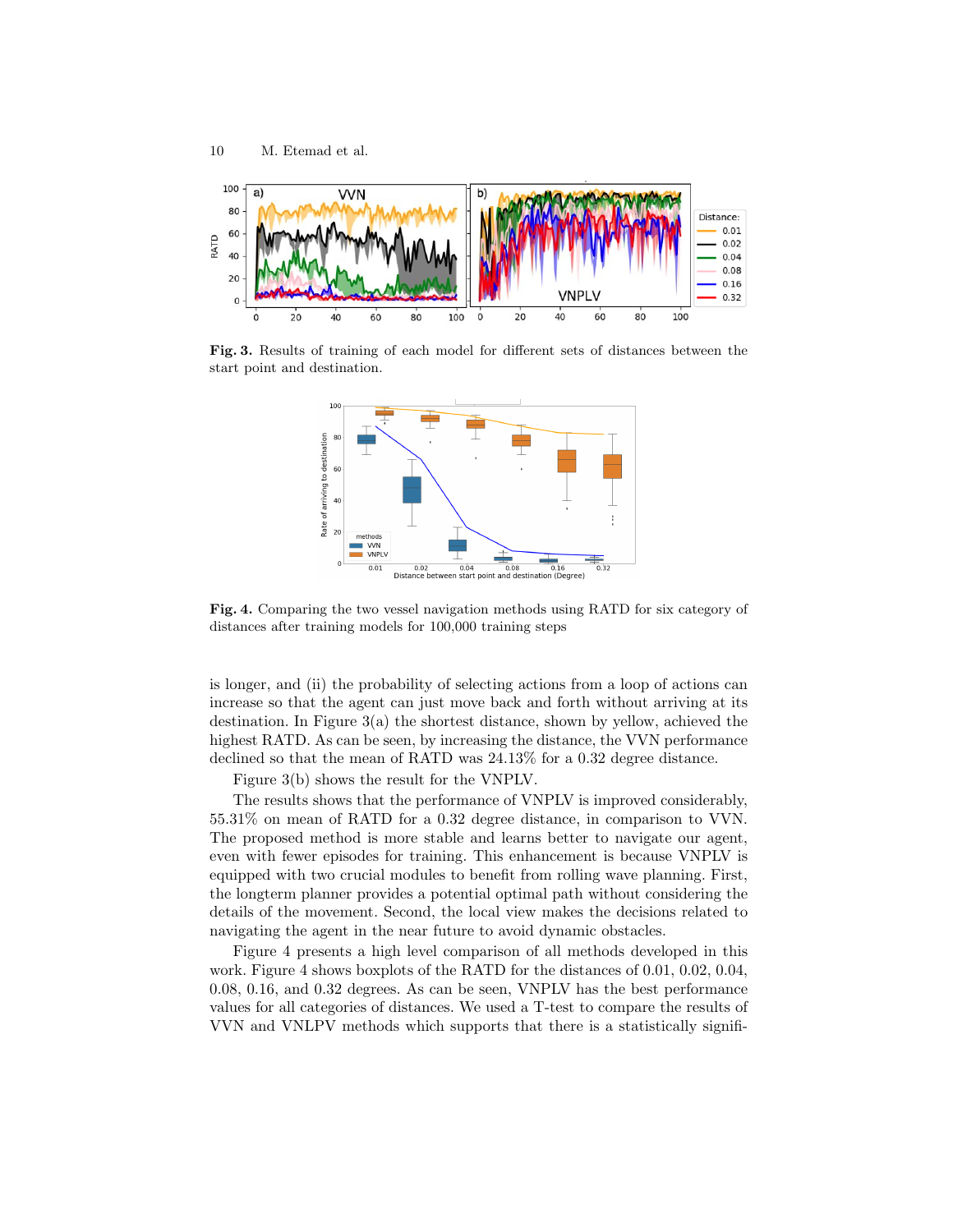Fig. 3. Results of training of each model for different sets of distances between the start point and destination.

Fig. 4. Comparing the two vessel navigation methods using RATD for six category of distances after training models for 100,000 training steps

is longer, and (ii) the probability of selecting actions from a loop of actions can increase so that the agent can just move back and forth without arriving at its destination. In Figure 3(a) the shortest distance, shown by yellow, achieved the highest RATD. As can be seen, by increasing the distance, the VVN performance declined so that the mean of RATD was 24.13% for a 0.32 degree distance.

Figure 3(b) shows the result for the VNPLV.

The results shows that the performance of VNPLV is improved considerably, 55.31% on mean of RATD for a 0.32 degree distance, in comparison to VVN. The proposed method is more stable and learns better to navigate our agent, even with fewer episodes for training. This enhancement is because VNPLV is equipped with two crucial modules to benefit from rolling wave planning. First, the longterm planner provides a potential optimal path without considering the details of the movement. Second, the local view makes the decisions related to navigating the agent in the near future to avoid dynamic obstacles.

Figure 4 presents a high level comparison of all methods developed in this work. Figure 4 shows boxplots of the RATD for the distances of 0.01, 0.02, 0.04, 0.08, 0.16, and 0.32 degrees. As can be seen, VNPLV has the best performance values for all categories of distances. We used a T-test to compare the results of VVN and VNLPV methods which supports that there is a statistically signifi-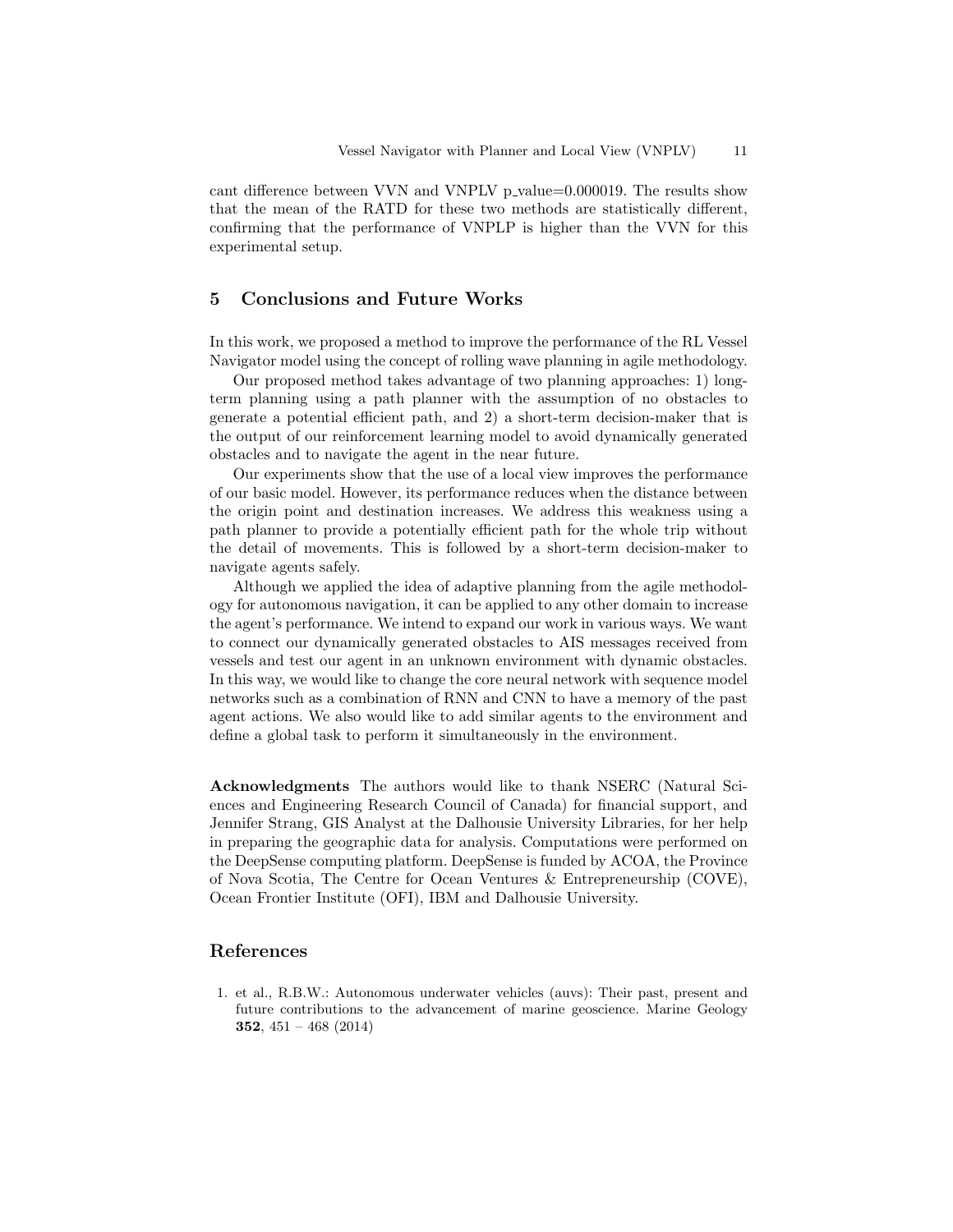cant difference between VVN and VNPLV p_value=0.000019. The results show that the mean of the RATD for these two methods are statistically different, confirming that the performance of VNPLP is higher than the VVN for this experimental setup.

## 5 Conclusions and Future Works

In this work, we proposed a method to improve the performance of the RL Vessel Navigator model using the concept of rolling wave planning in agile methodology.

Our proposed method takes advantage of two planning approaches: 1) long-term planning using a path planner with the assumption of no obstacles to generate a potential efficient path, and 2) a short-term decision-maker that is the output of our reinforcement learning model to avoid dynamically generated obstacles and to navigate the agent in the near future.

Our experiments show that the use of a local view improves the performance of our basic model. However, its performance reduces when the distance between the origin point and destination increases. We address this weakness using a path planner to provide a potentially efficient path for the whole trip without the detail of movements. This is followed by a short-term decision-maker to navigate agents safely.

Although we applied the idea of adaptive planning from the agile methodology for autonomous navigation, it can be applied to any other domain to increase the agent's performance. We intend to expand our work in various ways. We want to connect our dynamically generated obstacles to AIS messages received from vessels and test our agent in an unknown environment with dynamic obstacles. In this way, we would like to change the core neural network with sequence model networks such as a combination of RNN and CNN to have a memory of the past agent actions. We also would like to add similar agents to the environment and define a global task to perform it simultaneously in the environment.

**Acknowledgments** The authors would like to thank NSERC (Natural Sciences and Engineering Research Council of Canada) for financial support, and Jennifer Strang, GIS Analyst at the Dalhousie University Libraries, for her help in preparing the geographic data for analysis. Computations were performed on the DeepSense computing platform. DeepSense is funded by ACOA, the Province of Nova Scotia, The Centre for Ocean Ventures & Entrepreneurship (COVE), Ocean Frontier Institute (OFI), IBM and Dalhousie University.

## References

1. et al., R.B.W.: Autonomous underwater vehicles (auvs): Their past, present and future contributions to the advancement of marine geoscience. Marine Geology **352**, 451 – 468 (2014)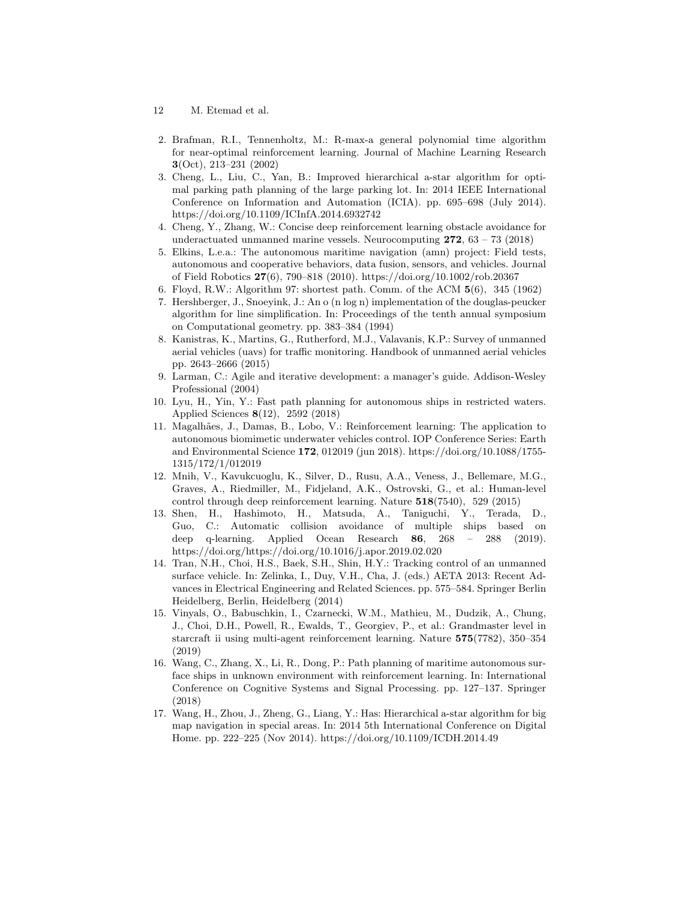2. Brafman, R.I., Tennenholtz, M.: R-max-a general polynomial time algorithm for near-optimal reinforcement learning. Journal of Machine Learning Research **3**(Oct), 213–231 (2002)
3. Cheng, L., Liu, C., Yan, B.: Improved hierarchical a-star algorithm for optimal parking path planning of the large parking lot. In: 2014 IEEE International Conference on Information and Automation (ICIA). pp. 695–698 (July 2014). https://doi.org/10.1109/ICInfA.2014.6932742
4. Cheng, Y., Zhang, W.: Concise deep reinforcement learning obstacle avoidance for underactuated unmanned marine vessels. Neurocomputing **272**, 63 – 73 (2018)
5. Elkins, L.e.a.: The autonomous maritime navigation (amn) project: Field tests, autonomous and cooperative behaviors, data fusion, sensors, and vehicles. Journal of Field Robotics **27**(6), 790–818 (2010). https://doi.org/10.1002/rob.20367
6. Floyd, R.W.: Algorithm 97: shortest path. Comm. of the ACM **5**(6), 345 (1962)
7. Hershberger, J., Snoeyink, J.: An o (n log n) implementation of the douglas-peucker algorithm for line simplification. In: Proceedings of the tenth annual symposium on Computational geometry. pp. 383–384 (1994)
8. Kanistras, K., Martins, G., Rutherford, M.J., Valavanis, K.P.: Survey of unmanned aerial vehicles (uavs) for traffic monitoring. Handbook of unmanned aerial vehicles pp. 2643–2666 (2015)
9. Larman, C.: Agile and iterative development: a manager's guide. Addison-Wesley Professional (2004)
10. Lyu, H., Yin, Y.: Fast path planning for autonomous ships in restricted waters. Applied Sciences **8**(12), 2592 (2018)
11. Magalhães, J., Damas, B., Lobo, V.: Reinforcement learning: The application to autonomous biomimetic underwater vehicles control. IOP Conference Series: Earth and Environmental Science **172**, 012019 (jun 2018). https://doi.org/10.1088/1755-1315/172/1/012019
12. Mnih, V., Kavukcuoglu, K., Silver, D., Rusu, A.A., Veness, J., Bellemare, M.G., Graves, A., Riedmiller, M., Fidjeland, A.K., Ostrovski, G., et al.: Human-level control through deep reinforcement learning. Nature **518**(7540), 529 (2015)
13. Shen, H., Hashimoto, H., Matsuda, A., Taniguchi, Y., Terada, D., Guo, C.: Automatic collision avoidance of multiple ships based on deep q-learning. Applied Ocean Research **86**, 268 – 288 (2019). https://doi.org/https://doi.org/10.1016/j.apor.2019.02.020
14. Tran, N.H., Choi, H.S., Baek, S.H., Shin, H.Y.: Tracking control of an unmanned surface vehicle. In: Zelinka, I., Duy, V.H., Cha, J. (eds.) AETA 2013: Recent Advances in Electrical Engineering and Related Sciences. pp. 575–584. Springer Berlin Heidelberg, Berlin, Heidelberg (2014)
15. Vinyals, O., Babuschkin, I., Czarnecki, W.M., Mathieu, M., Dudzik, A., Chung, J., Choi, D.H., Powell, R., Ewalds, T., Georgiev, P., et al.: Grandmaster level in starcraft ii using multi-agent reinforcement learning. Nature **575**(7782), 350–354 (2019)
16. Wang, C., Zhang, X., Li, R., Dong, P.: Path planning of maritime autonomous surface ships in unknown environment with reinforcement learning. In: International Conference on Cognitive Systems and Signal Processing. pp. 127–137. Springer (2018)
17. Wang, H., Zhou, J., Zheng, G., Liang, Y.: Has: Hierarchical a-star algorithm for big map navigation in special areas. In: 2014 5th International Conference on Digital Home. pp. 222–225 (Nov 2014). https://doi.org/10.1109/ICDH.2014.49